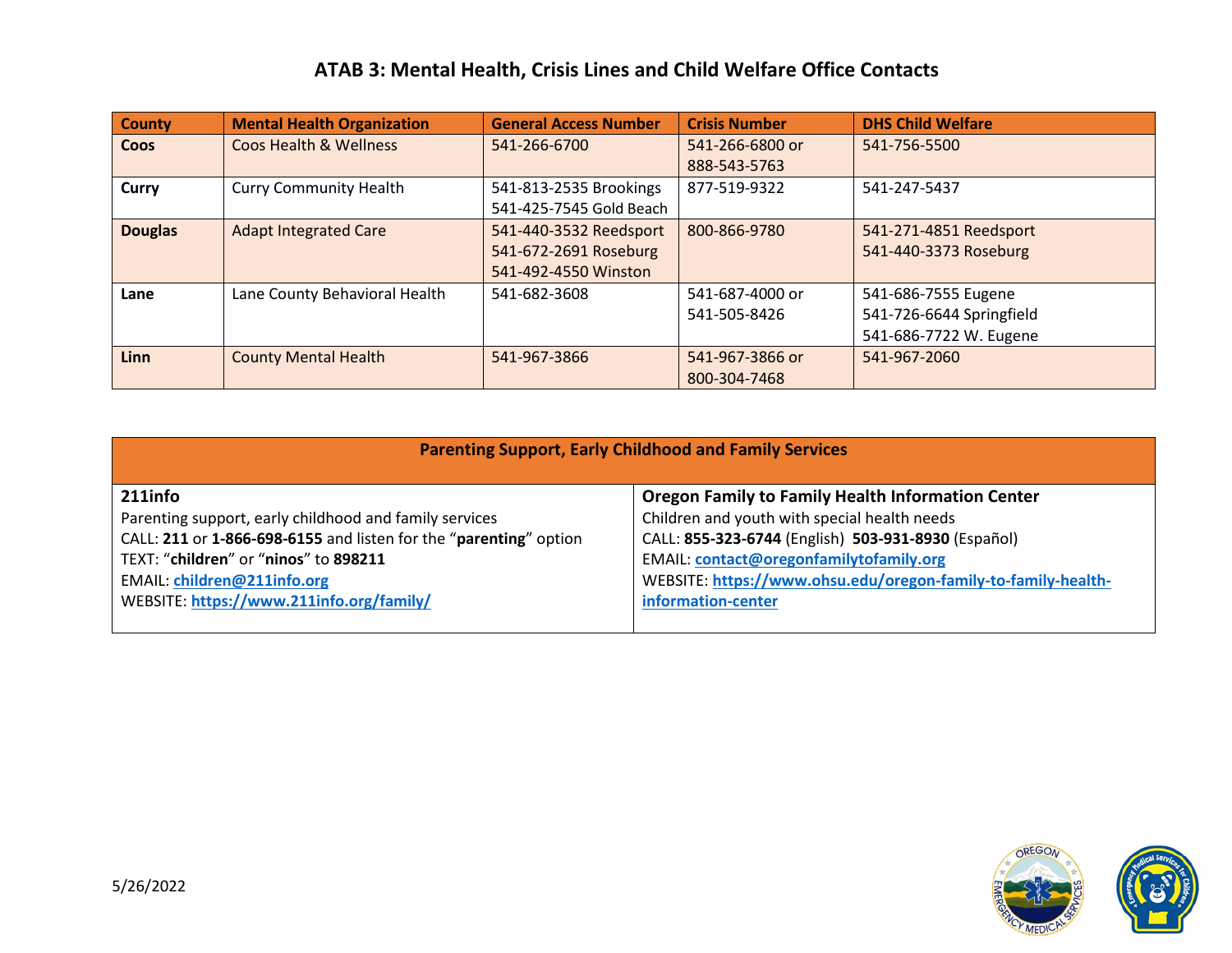# ATAB 3: Mental Health, Crisis Lines and Child Welfare Office Contacts

| County | Mental Health Organization | General Access Number | Crisis Number | DHS Child Welfare |
|---|---|---|---|---|
| **Coos** | Coos Health & Wellness | 541-266-6700 | 541-266-6800 or 888-543-5763 | 541-756-5500 |
| **Curry** | Curry Community Health | 541-813-2535 Brookings<br>541-425-7545 Gold Beach | 877-519-9322 | 541-247-5437 |
| **Douglas** | Adapt Integrated Care | 541-440-3532 Reedsport<br>541-672-2691 Roseburg<br>541-492-4550 Winston | 800-866-9780 | 541-271-4851 Reedsport<br>541-440-3373 Roseburg |
| **Lane** | Lane County Behavioral Health | 541-682-3608 | 541-687-4000 or 541-505-8426 | 541-686-7555 Eugene<br>541-726-6644 Springfield<br>541-686-7722 W. Eugene |
| **Linn** | County Mental Health | 541-967-3866 | 541-967-3866 or 800-304-7468 | 541-967-2060 |

## Parenting Support, Early Childhood and Family Services

**211info**
Parenting support, early childhood and family services
CALL: **211** or **1-866-698-6155** and listen for the "**parenting**" option
TEXT: "**children**" or "**ninos**" to **898211**
EMAIL: **children@211info.org**
WEBSITE: **https://www.211info.org/family/**

**Oregon Family to Family Health Information Center**
Children and youth with special health needs
CALL: **855-323-6744** (English) **503-931-8930** (Español)
EMAIL: **contact@oregonfamilytofamily.org**
WEBSITE: **https://www.ohsu.edu/oregon-family-to-family-health-information-center**

5/26/2022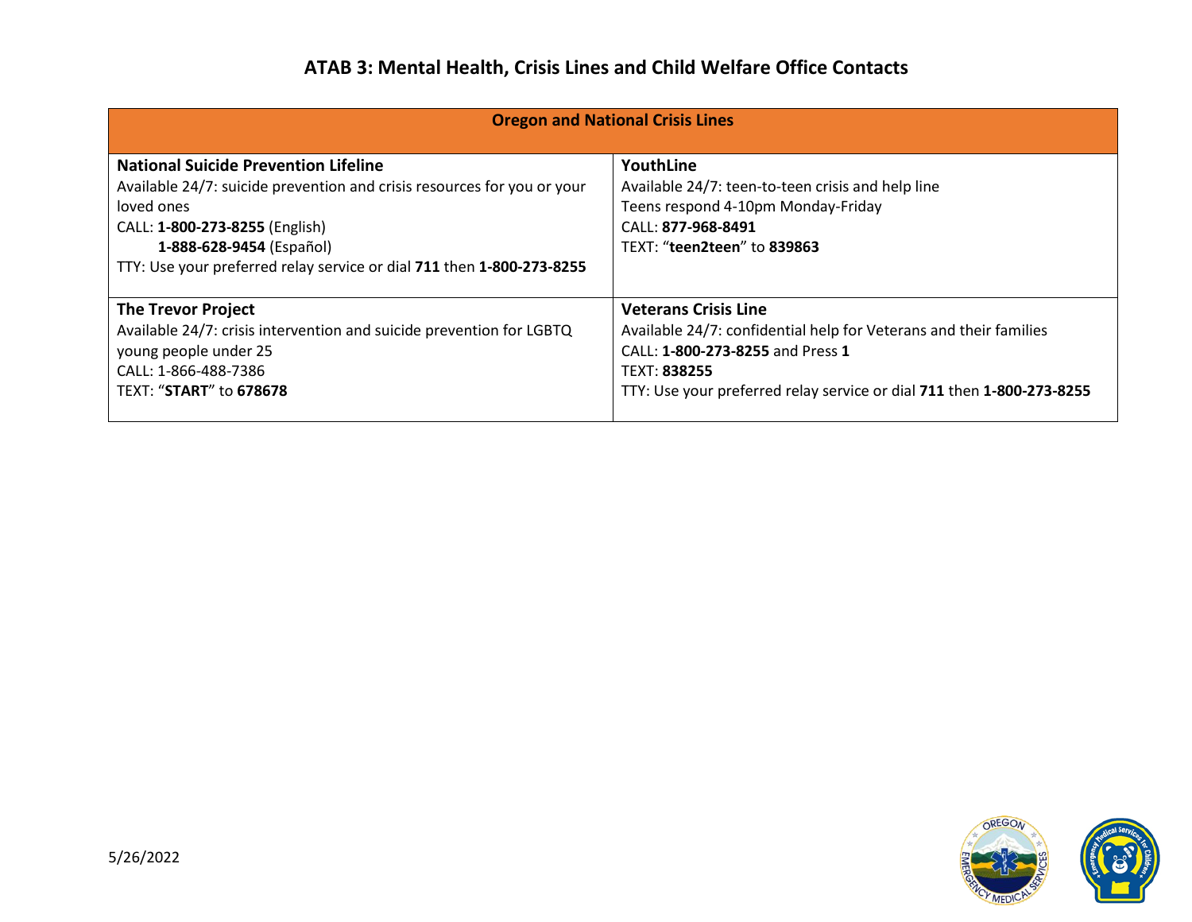## ATAB 3: Mental Health, Crisis Lines and Child Welfare Office Contacts

| Oregon and National Crisis Lines | |
|---|---|
| **National Suicide Prevention Lifeline**<br>Available 24/7: suicide prevention and crisis resources for you or your loved ones<br>CALL: **1-800-273-8255** (English)<br>**1-888-628-9454** (Español)<br>TTY: Use your preferred relay service or dial **711** then **1-800-273-8255** | **YouthLine**<br>Available 24/7: teen-to-teen crisis and help line<br>Teens respond 4-10pm Monday-Friday<br>CALL: **877-968-8491**<br>TEXT: "**teen2teen**" to **839863** |
| **The Trevor Project**<br>Available 24/7: crisis intervention and suicide prevention for LGBTQ young people under 25<br>CALL: 1-866-488-7386<br>TEXT: "**START**" to **678678** | **Veterans Crisis Line**<br>Available 24/7: confidential help for Veterans and their families<br>CALL: **1-800-273-8255** and Press **1**<br>TEXT: **838255**<br>TTY: Use your preferred relay service or dial **711** then **1-800-273-8255** |

5/26/2022